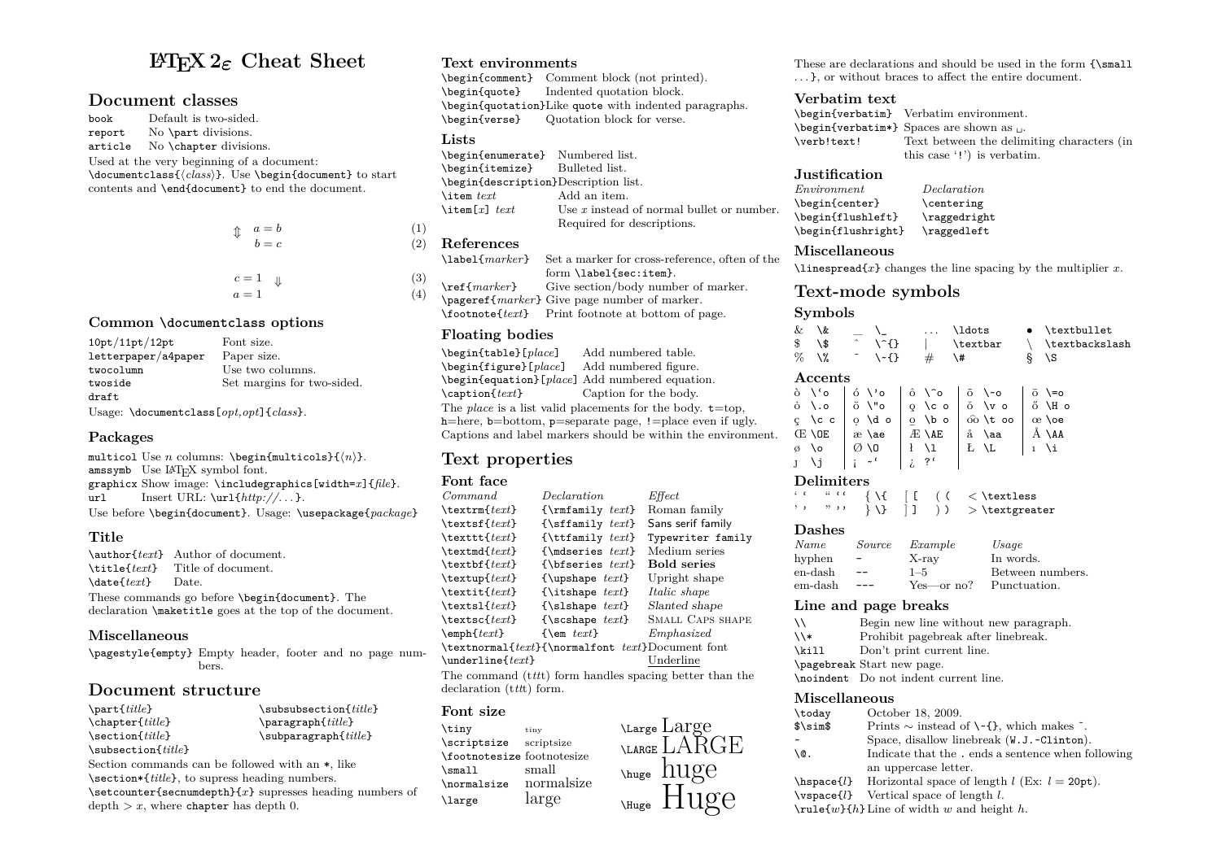# LaTeX 2ε Cheat Sheet

## Document classes

| | |
|---|---|
| `book` | Default is two-sided. |
| `report` | No `\part` divisions. |
| `article` | No `\chapter` divisions. |

Used at the very beginning of a document: `\documentclass{⟨class⟩}`. Use `\begin{document}` to start contents and `\end{document}` to end the document.

$$\Updownarrow \quad a = b \tag{1}$$
$$b = c \tag{2}$$

$$c = 1 \quad \Downarrow \tag{3}$$
$$a = 1 \tag{4}$$

### Common `\documentclass` options

| | |
|---|---|
| `10pt/11pt/12pt` | Font size. |
| `letterpaper/a4paper` | Paper size. |
| `twocolumn` | Use two columns. |
| `twoside` | Set margins for two-sided. |
| `draft` | |

Usage: `\documentclass[`*opt,opt*`]{`*class*`}`.

### Packages

| | |
|---|---|
| `multicol` | Use *n* columns: `\begin{multicols}{⟨n⟩}`. |
| `amssymb` | Use LaTeX symbol font. |
| `graphicx` | Show image: `\includegraphics[width=`*x*`]{`*file*`}`. |
| `url` | Insert URL: `\url{`*http://...*`}`. |

Use before `\begin{document}`. Usage: `\usepackage{`*package*`}`

### Title

| | |
|---|---|
| `\author{`*text*`}` | Author of document. |
| `\title{`*text*`}` | Title of document. |
| `\date{`*text*`}` | Date. |

These commands go before `\begin{document}`. The declaration `\maketitle` goes at the top of the document.

### Miscellaneous

| | |
|---|---|
| `\pagestyle{empty}` | Empty header, footer and no page numbers. |

## Document structure

| | |
|---|---|
| `\part{`*title*`}` | `\subsubsection{`*title*`}` |
| `\chapter{`*title*`}` | `\paragraph{`*title*`}` |
| `\section{`*title*`}` | `\subparagraph{`*title*`}` |
| `\subsection{`*title*`}` | |

Section commands can be followed with an `*`, like `\section*{`*title*`}`, to supress heading numbers.
`\setcounter{secnumdepth}{`*x*`}` supresses heading numbers of depth $> x$, where `chapter` has depth 0.

### Text environments

| | |
|---|---|
| `\begin{comment}` | Comment block (not printed). |
| `\begin{quote}` | Indented quotation block. |
| `\begin{quotation}` | Like `quote` with indented paragraphs. |
| `\begin{verse}` | Quotation block for verse. |

### Lists

| | |
|---|---|
| `\begin{enumerate}` | Numbered list. |
| `\begin{itemize}` | Bulleted list. |
| `\begin{description}` | Description list. |
| `\item` *text* | Add an item. |
| `\item[`*x*`]` *text* | Use *x* instead of normal bullet or number. Required for descriptions. |

### References

| | |
|---|---|
| `\label{`*marker*`}` | Set a marker for cross-reference, often of the form `\label{sec:item}`. |
| `\ref{`*marker*`}` | Give section/body number of marker. |
| `\pageref{`*marker*`}` | Give page number of marker. |
| `\footnote{`*text*`}` | Print footnote at bottom of page. |

### Floating bodies

| | |
|---|---|
| `\begin{table}[`*place*`]` | Add numbered table. |
| `\begin{figure}[`*place*`]` | Add numbered figure. |
| `\begin{equation}[`*place*`]` | Add numbered equation. |
| `\caption{`*text*`}` | Caption for the body. |

The *place* is a list valid placements for the body. `t`=top, `h`=here, `b`=bottom, `p`=separate page, `!`=place even if ugly. Captions and label markers should be within the environment.

## Text properties

### Font face

| *Command* | *Declaration* | *Effect* |
|---|---|---|
| `\textrm{`*text*`}` | `{\rmfamily` *text*`}` | Roman family |
| `\textsf{`*text*`}` | `{\sffamily` *text*`}` | Sans serif family |
| `\texttt{`*text*`}` | `{\ttfamily` *text*`}` | `Typewriter family` |
| `\textmd{`*text*`}` | `{\mdseries` *text*`}` | Medium series |
| `\textbf{`*text*`}` | `{\bfseries` *text*`}` | **Bold series** |
| `\textup{`*text*`}` | `{\upshape` *text*`}` | Upright shape |
| `\textit{`*text*`}` | `{\itshape` *text*`}` | *Italic shape* |
| `\textsl{`*text*`}` | `{\slshape` *text*`}` | *Slanted shape* |
| `\textsc{`*text*`}` | `{\scshape` *text*`}` | SMALL CAPS SHAPE |
| `\emph{`*text*`}` | `{\em` *text*`}` | *Emphasized* |
| `\textnormal{`*text*`}` | `{\normalfont` *text*`}` | Document font |
| `\underline{`*text*`}` | | Underline |

The command (`\tttt`) form handles spacing better than the declaration (`\tttt`) form.

### Font size

| | | | |
|---|---|---|---|
| `\tiny` | tiny | `\Large` | Large |
| `\scriptsize` | scriptsize | `\LARGE` | LARGE |
| `\footnotesize` | footnotesize | `\huge` | huge |
| `\small` | small | `\Huge` | Huge |
| `\normalsize` | normalsize | | |
| `\large` | large | | |

These are declarations and should be used in the form `{\small ...}`, or without braces to affect the entire document.

### Verbatim text

| | |
|---|---|
| `\begin{verbatim}` | Verbatim environment. |
| `\begin{verbatim*}` | Spaces are shown as ␣. |
| `\verb!text!` | Text between the delimiting characters (in this case '`!`') is verbatim. |

### Justification

| *Environment* | *Declaration* |
|---|---|
| `\begin{center}` | `\centering` |
| `\begin{flushleft}` | `\raggedright` |
| `\begin{flushright}` | `\raggedleft` |

### Miscellaneous

`\linespread{`*x*`}` changes the line spacing by the multiplier *x*.

## Text-mode symbols

### Symbols

| | | | | | | | |
|---|---|---|---|---|---|---|---|
| & | `\&` | _ | `\_` | ... | `\ldots` | • | `\textbullet` |
| $ | `\$` | ˆ | `\^{}` | \| | `\textbar` | \ | `\textbackslash` |
| % | `\%` | ˜ | `\~{}` | # | `\#` | § | `\S` |

### Accents

| | | | | | | | | | |
|---|---|---|---|---|---|---|---|---|---|
| ò | `` \`o `` | ó | `\'o` | ô | `\^o` | õ | `\~o` | ō | `\=o` |
| ȯ | `\.o` | ö | `\"o` | ǫ | `\c o` | ǒ | `\v o` | ő | `\H o` |
| ç | `\c c` | ọ | `\d o` | o̲ | `\b o` | o͡o | `\t oo` | œ | `\oe` |
| Œ | `\OE` | æ | `\ae` | Æ | `\AE` | å | `\aa` | Å | `\AA` |
| ø | `\o` | Ø | `\O` | ł | `\l` | Ł | `\L` | ı | `\i` |
| ȷ | `\j` | ¡ | `` !` `` | ¿ | `` ?` `` | | | | |

### Delimiters

| | | | | | | | | | | | |
|---|---|---|---|---|---|---|---|---|---|---|---|
| ' | `` ` `` | " | ` `` ` | { | `\{` | [ | `[` | ( | `(` | < | `\textless` |
| ' | `'` | " | `''` | } | `\}` | ] | `]` | ) | `)` | > | `\textgreater` |

### Dashes

| *Name* | *Source* | *Example* | *Usage* |
|---|---|---|---|
| hyphen | `-` | X-ray | In words. |
| en-dash | `--` | 1–5 | Between numbers. |
| em-dash | `---` | Yes—or no? | Punctuation. |

### Line and page breaks

| | |
|---|---|
| `\\` | Begin new line without new paragraph. |
| `\\*` | Prohibit pagebreak after linebreak. |
| `\kill` | Don't print current line. |
| `\pagebreak` | Start new page. |
| `\noindent` | Do not indent current line. |

### Miscellaneous

| | |
|---|---|
| `\today` | October 18, 2009. |
| `$\sim$` | Prints ∼ instead of `\~{}`, which makes ˜. |
| `~` | Space, disallow linebreak (`W.J.~Clinton`). |
| `\@.` | Indicate that the `.` ends a sentence when following an uppercase letter. |
| `\hspace{`*l*`}` | Horizontal space of length *l* (Ex: $l$ = `20pt`). |
| `\vspace{`*l*`}` | Vertical space of length *l*. |
| `\rule{`*w*`}{`*h*`}` | Line of width *w* and height *h*. |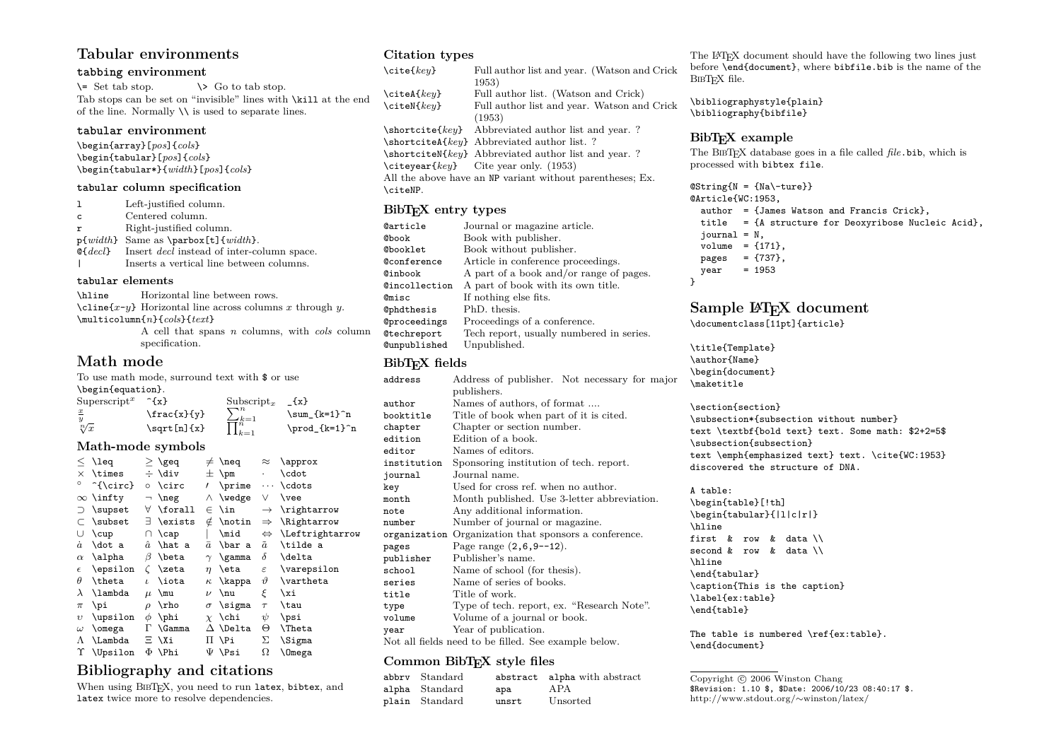# Tabular environments

### tabbing environment

`\=` Set tab stop. `\>` Go to tab stop.

Tab stops can be set on "invisible" lines with `\kill` at the end of the line. Normally `\\` is used to separate lines.

### tabular environment

`\begin{array}[`*pos*`]{`*cols*`}`
`\begin{tabular}[`*pos*`]{`*cols*`}`
`\begin{tabular*}{`*width*`}[`*pos*`]{`*cols*`}`

### tabular column specification

| | |
|---|---|
| `l` | Left-justified column. |
| `c` | Centered column. |
| `r` | Right-justified column. |
| `p{`*width*`}` | Same as `\parbox[t]{`*width*`}`. |
| `@{`*decl*`}` | Insert *decl* instead of inter-column space. |
| `\|` | Inserts a vertical line between columns. |

### tabular elements

| | |
|---|---|
| `\hline` | Horizontal line between rows. |
| `\cline{`*x*`-`*y*`}` | Horizontal line across columns $x$ through $y$. |
| `\multicolumn{`*n*`}{`*cols*`}{`*text*`}` | A cell that spans $n$ columns, with *cols* column specification. |

# Math mode

To use math mode, surround text with `$` or use `\begin{equation}`.

| | | | |
|---|---|---|---|
| Superscript$^x$ | `^{x}` | Subscript$_x$ | `_{x}` |
| $\frac{x}{y}$ | `\frac{x}{y}` | $\sum_{k=1}^n$ | `\sum_{k=1}^n` |
| $\sqrt[n]{x}$ | `\sqrt[n]{x}` | $\prod_{k=1}^n$ | `\prod_{k=1}^n` |

## Math-mode symbols

| | | | | | | | |
|---|---|---|---|---|---|---|---|
| $\leq$ | `\leq` | $\geq$ | `\geq` | $\neq$ | `\neq` | $\approx$ | `\approx` |
| $\times$ | `\times` | $\div$ | `\div` | $\pm$ | `\pm` | $\cdot$ | `\cdot` |
| $^{\circ}$ | `^{\circ}` | $\circ$ | `\circ` | $\prime$ | `\prime` | $\cdots$ | `\cdots` |
| $\infty$ | `\infty` | $\neg$ | `\neg` | $\wedge$ | `\wedge` | $\vee$ | `\vee` |
| $\supset$ | `\supset` | $\forall$ | `\forall` | $\in$ | `\in` | $\rightarrow$ | `\rightarrow` |
| $\subset$ | `\subset` | $\exists$ | `\exists` | $\notin$ | `\notin` | $\Rightarrow$ | `\Rightarrow` |
| $\cup$ | `\cup` | $\cap$ | `\cap` | $\mid$ | `\mid` | $\Leftrightarrow$ | `\Leftrightarrow` |
| $\dot a$ | `\dot a` | $\hat a$ | `\hat a` | $\bar a$ | `\bar a` | $\tilde a$ | `\tilde a` |
| $\alpha$ | `\alpha` | $\beta$ | `\beta` | $\gamma$ | `\gamma` | $\delta$ | `\delta` |
| $\epsilon$ | `\epsilon` | $\zeta$ | `\zeta` | $\eta$ | `\eta` | $\varepsilon$ | `\varepsilon` |
| $\theta$ | `\theta` | $\iota$ | `\iota` | $\kappa$ | `\kappa` | $\vartheta$ | `\vartheta` |
| $\lambda$ | `\lambda` | $\mu$ | `\mu` | $\nu$ | `\nu` | $\xi$ | `\xi` |
| $\pi$ | `\pi` | $\rho$ | `\rho` | $\sigma$ | `\sigma` | $\tau$ | `\tau` |
| $\upsilon$ | `\upsilon` | $\phi$ | `\phi` | $\chi$ | `\chi` | $\psi$ | `\psi` |
| $\omega$ | `\omega` | $\Gamma$ | `\Gamma` | $\Delta$ | `\Delta` | $\Theta$ | `\Theta` |
| $\Lambda$ | `\Lambda` | $\Xi$ | `\Xi` | $\Pi$ | `\Pi` | $\Sigma$ | `\Sigma` |
| $\Upsilon$ | `\Upsilon` | $\Phi$ | `\Phi` | $\Psi$ | `\Psi` | $\Omega$ | `\Omega` |

# Bibliography and citations

When using BibTeX, you need to run `latex`, `bibtex`, and `latex` twice more to resolve dependencies.

## Citation types

| | |
|---|---|
| `\cite{`*key*`}` | Full author list and year. (Watson and Crick 1953) |
| `\citeA{`*key*`}` | Full author list. (Watson and Crick) |
| `\citeN{`*key*`}` | Full author list and year. Watson and Crick (1953) |
| `\shortcite{`*key*`}` | Abbreviated author list and year. ? |
| `\shortciteA{`*key*`}` | Abbreviated author list. ? |
| `\shortciteN{`*key*`}` | Abbreviated author list and year. ? |
| `\citeyear{`*key*`}` | Cite year only. (1953) |

All the above have an `NP` variant without parentheses; Ex. `\citeNP`.

## BibTeX entry types

| | |
|---|---|
| `@article` | Journal or magazine article. |
| `@book` | Book with publisher. |
| `@booklet` | Book without publisher. |
| `@conference` | Article in conference proceedings. |
| `@inbook` | A part of a book and/or range of pages. |
| `@incollection` | A part of book with its own title. |
| `@misc` | If nothing else fits. |
| `@phdthesis` | PhD. thesis. |
| `@proceedings` | Proceedings of a conference. |
| `@techreport` | Tech report, usually numbered in series. |
| `@unpublished` | Unpublished. |

## BibTeX fields

| | |
|---|---|
| `address` | Address of publisher. Not necessary for major publishers. |
| `author` | Names of authors, of format .... |
| `booktitle` | Title of book when part of it is cited. |
| `chapter` | Chapter or section number. |
| `edition` | Edition of a book. |
| `editor` | Names of editors. |
| `institution` | Sponsoring institution of tech. report. |
| `journal` | Journal name. |
| `key` | Used for cross ref. when no author. |
| `month` | Month published. Use 3-letter abbreviation. |
| `note` | Any additional information. |
| `number` | Number of journal or magazine. |
| `organization` | Organization that sponsors a conference. |
| `pages` | Page range (2,6,9--12). |
| `publisher` | Publisher's name. |
| `school` | Name of school (for thesis). |
| `series` | Name of series of books. |
| `title` | Title of work. |
| `type` | Type of tech. report, ex. "Research Note". |
| `volume` | Volume of a journal or book. |
| `year` | Year of publication. |

Not all fields need to be filled. See example below.

## Common BibTeX style files

| | | | |
|---|---|---|---|
| `abbrv` | Standard | `abstract` | `alpha` with abstract |
| `alpha` | Standard | `apa` | APA |
| `plain` | Standard | `unsrt` | Unsorted |

The LaTeX document should have the following two lines just before `\end{document}`, where `bibfile.bib` is the name of the BibTeX file.

```
\bibliographystyle{plain}
\bibliography{bibfile}
```

## BibTeX example

The BibTeX database goes in a file called *file*`.bib`, which is processed with `bibtex file`.

```
@String{N = {Na\-ture}}
@Article{WC:1953,
  author  = {James Watson and Francis Crick},
  title   = {A structure for Deoxyribose Nucleic Acid},
  journal = N,
  volume  = {171},
  pages   = {737},
  year    = 1953
}
```

# Sample LaTeX document

```
\documentclass[11pt]{article}

\title{Template}
\author{Name}
\begin{document}
\maketitle

\section{section}
\subsection*{subsection without number}
text \textbf{bold text} text. Some math: $2+2=5$
\subsection{subsection}
text \emph{emphasized text} text. \cite{WC:1953}
discovered the structure of DNA.

A table:
\begin{table}[!th]
\begin{tabular}{|l|c|r|}
\hline
first  &  row  &  data \\
second &  row  &  data \\
\hline
\end{tabular}
\caption{This is the caption}
\label{ex:table}
\end{table}

The table is numbered \ref{ex:table}.
\end{document}
```

Copyright © 2006 Winston Chang
$Revision: 1.10 $, $Date: 2006/10/23 08:40:17 $.
http://www.stdout.org/∼winston/latex/